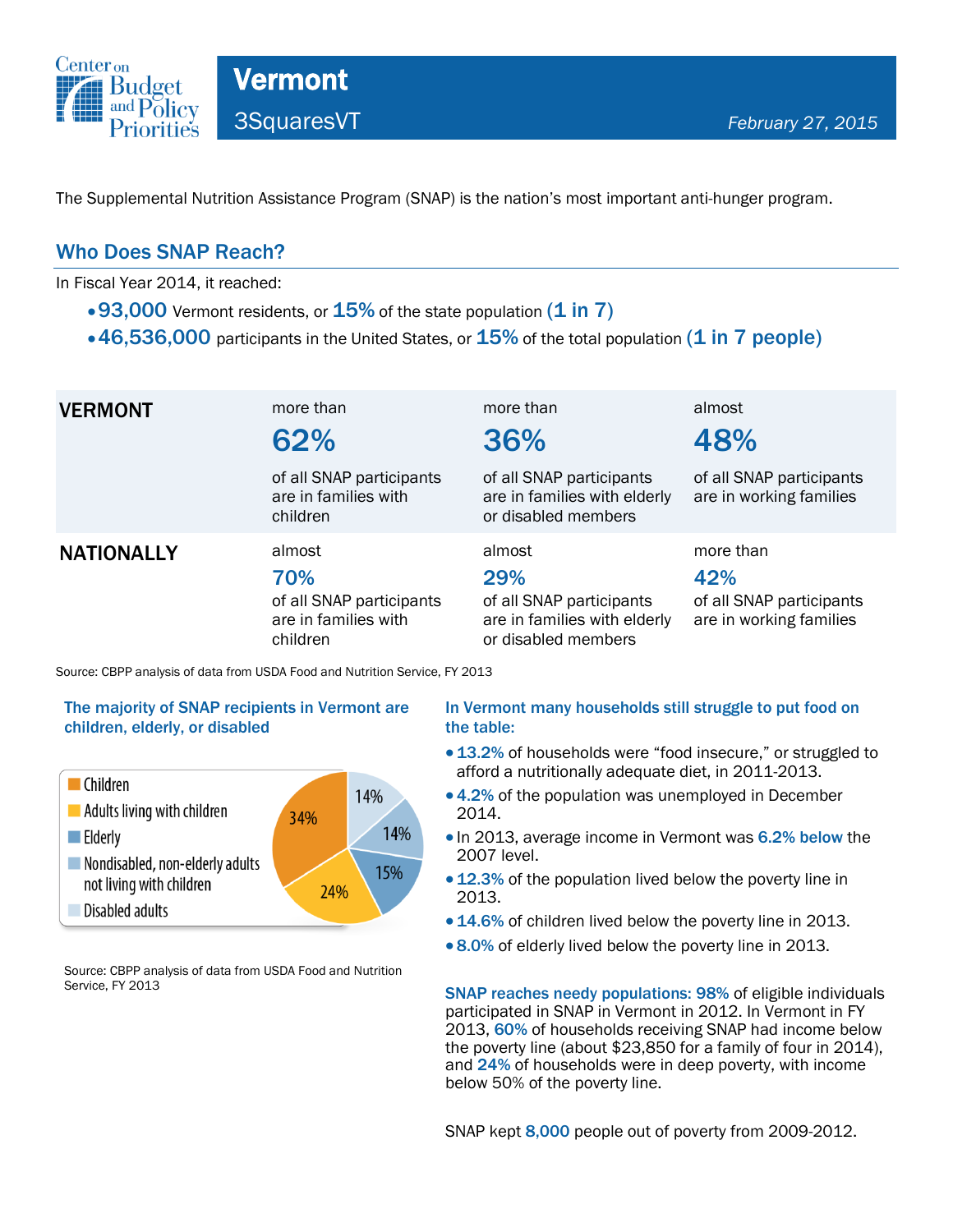# Vermont

3SquaresVT

*February 27, 2015*

The Supplemental Nutrition Assistance Program (SNAP) is the nation's most important anti-hunger program.

## Who Does SNAP Reach?

In Fiscal Year 2014, it reached:

- **93,000** Vermont residents, or **15%** of the state population **(1 in 7)**
- **46,536,000** participants in the United States, or **15%** of the total population **(1 in 7 people)**

| | | | |
|---|---|---|---|
| **VERMONT** | more than **62%** of all SNAP participants are in families with children | more than **36%** of all SNAP participants are in families with elderly or disabled members | almost **48%** of all SNAP participants are in working families |
| **NATIONALLY** | almost **70%** of all SNAP participants are in families with children | almost **29%** of all SNAP participants are in families with elderly or disabled members | more than **42%** of all SNAP participants are in working families |

Source: CBPP analysis of data from USDA Food and Nutrition Service, FY 2013

### The majority of SNAP recipients in Vermont are children, elderly, or disabled

| Category | Share |
|---|---|
| Children | 34% |
| Adults living with children | 24% |
| Elderly | 15% |
| Nondisabled, non-elderly adults not living with children | 14% |
| Disabled adults | 14% |

Source: CBPP analysis of data from USDA Food and Nutrition Service, FY 2013

### In Vermont many households still struggle to put food on the table:

- **13.2%** of households were "food insecure," or struggled to afford a nutritionally adequate diet, in 2011-2013.
- **4.2%** of the population was unemployed in December 2014.
- In 2013, average income in Vermont was **6.2% below** the 2007 level.
- **12.3%** of the population lived below the poverty line in 2013.
- **14.6%** of children lived below the poverty line in 2013.
- **8.0%** of elderly lived below the poverty line in 2013.

**SNAP reaches needy populations: 98%** of eligible individuals participated in SNAP in Vermont in 2012. In Vermont in FY 2013, **60%** of households receiving SNAP had income below the poverty line (about $23,850 for a family of four in 2014), and **24%** of households were in deep poverty, with income below 50% of the poverty line.

SNAP kept **8,000** people out of poverty from 2009-2012.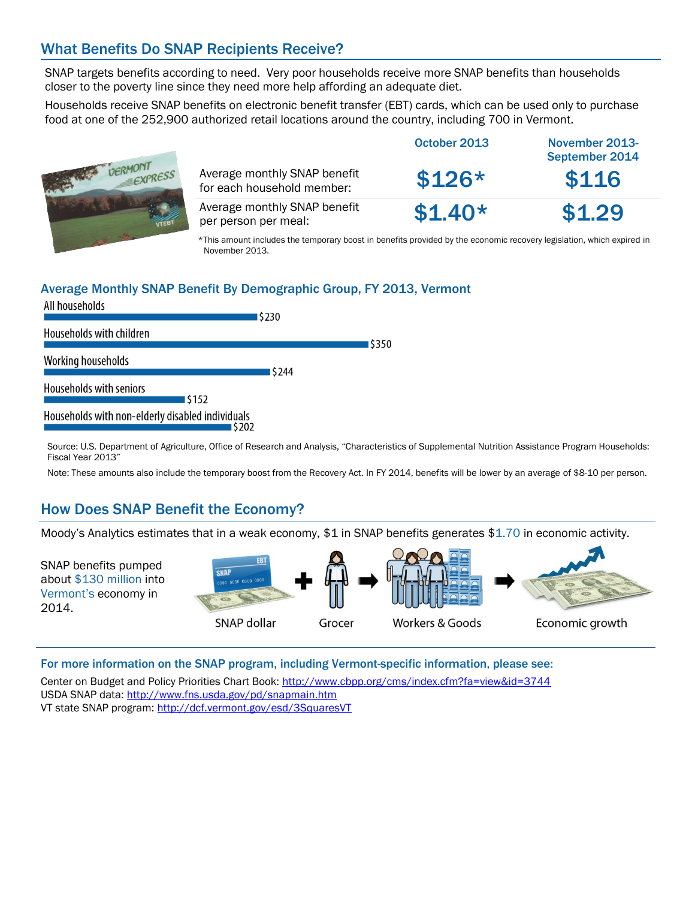## What Benefits Do SNAP Recipients Receive?

SNAP targets benefits according to need. Very poor households receive more SNAP benefits than households closer to the poverty line since they need more help affording an adequate diet.

Households receive SNAP benefits on electronic benefit transfer (EBT) cards, which can be used only to purchase food at one of the 252,900 authorized retail locations around the country, including 700 in Vermont.

| | October 2013 | November 2013-September 2014 |
|---|---|---|
| Average monthly SNAP benefit for each household member: | $126* | $116 |
| Average monthly SNAP benefit per person per meal: | $1.40* | $1.29 |

*This amount includes the temporary boost in benefits provided by the economic recovery legislation, which expired in November 2013.

### Average Monthly SNAP Benefit By Demographic Group, FY 2013, Vermont

All households
$230
Households with children
$350
Working households
$244
Households with seniors
$152
Households with non-elderly disabled individuals
$202

Source: U.S. Department of Agriculture, Office of Research and Analysis, "Characteristics of Supplemental Nutrition Assistance Program Households: Fiscal Year 2013"

Note: These amounts also include the temporary boost from the Recovery Act. In FY 2014, benefits will be lower by an average of $8-10 per person.

## How Does SNAP Benefit the Economy?

Moody's Analytics estimates that in a weak economy, $1 in SNAP benefits generates $1.70 in economic activity.

SNAP benefits pumped about $130 million into Vermont's economy in 2014.

SNAP dollar + Grocer → Workers & Goods → Economic growth

**For more information on the SNAP program, including Vermont-specific information, please see:**

Center on Budget and Policy Priorities Chart Book: http://www.cbpp.org/cms/index.cfm?fa=view&id=3744
USDA SNAP data: http://www.fns.usda.gov/pd/snapmain.htm
VT state SNAP program: http://dcf.vermont.gov/esd/3SquaresVT